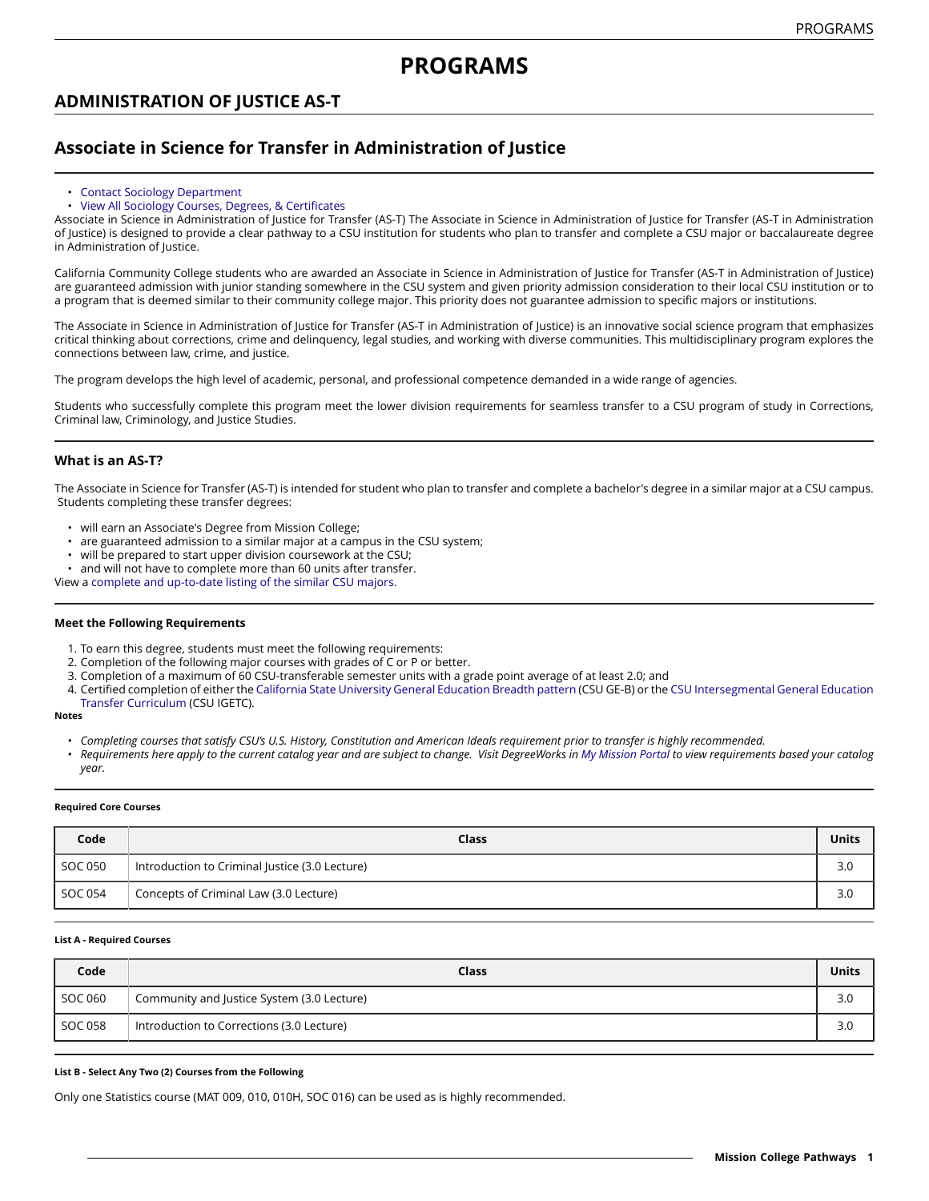# PROGRAMS

## ADMINISTRATION OF JUSTICE AS-T

## Associate in Science for Transfer in Administration of Justice

- Contact Sociology Department
- View All Sociology Courses, Degrees, & Certificates

Associate in Science in Administration of Justice for Transfer (AS-T) The Associate in Science in Administration of Justice for Transfer (AS-T in Administration of Justice) is designed to provide a clear pathway to a CSU institution for students who plan to transfer and complete a CSU major or baccalaureate degree in Administration of Justice.

California Community College students who are awarded an Associate in Science in Administration of Justice for Transfer (AS-T in Administration of Justice) are guaranteed admission with junior standing somewhere in the CSU system and given priority admission consideration to their local CSU institution or to a program that is deemed similar to their community college major. This priority does not guarantee admission to specific majors or institutions.

The Associate in Science in Administration of Justice for Transfer (AS-T in Administration of Justice) is an innovative social science program that emphasizes critical thinking about corrections, crime and delinquency, legal studies, and working with diverse communities. This multidisciplinary program explores the connections between law, crime, and justice.

The program develops the high level of academic, personal, and professional competence demanded in a wide range of agencies.

Students who successfully complete this program meet the lower division requirements for seamless transfer to a CSU program of study in Corrections, Criminal law, Criminology, and Justice Studies.

### What is an AS-T?

The Associate in Science for Transfer (AS-T) is intended for student who plan to transfer and complete a bachelor's degree in a similar major at a CSU campus. Students completing these transfer degrees:

- will earn an Associate's Degree from Mission College;
- are guaranteed admission to a similar major at a campus in the CSU system;
- will be prepared to start upper division coursework at the CSU;
- and will not have to complete more than 60 units after transfer.

View a complete and up-to-date listing of the similar CSU majors.

#### Meet the Following Requirements

1. To earn this degree, students must meet the following requirements:
2. Completion of the following major courses with grades of C or P or better.
3. Completion of a maximum of 60 CSU-transferable semester units with a grade point average of at least 2.0; and
4. Certified completion of either the California State University General Education Breadth pattern (CSU GE-B) or the CSU Intersegmental General Education Transfer Curriculum (CSU IGETC).

**Notes**

- *Completing courses that satisfy CSU's U.S. History, Constitution and American Ideals requirement prior to transfer is highly recommended.*
- *Requirements here apply to the current catalog year and are subject to change. Visit DegreeWorks in My Mission Portal to view requirements based your catalog year.*

##### Required Core Courses

| Code | Class | Units |
|---|---|---|
| SOC 050 | Introduction to Criminal Justice (3.0 Lecture) | 3.0 |
| SOC 054 | Concepts of Criminal Law (3.0 Lecture) | 3.0 |

##### List A - Required Courses

| Code | Class | Units |
|---|---|---|
| SOC 060 | Community and Justice System (3.0 Lecture) | 3.0 |
| SOC 058 | Introduction to Corrections (3.0 Lecture) | 3.0 |

##### List B - Select Any Two (2) Courses from the Following

Only one Statistics course (MAT 009, 010, 010H, SOC 016) can be used as is highly recommended.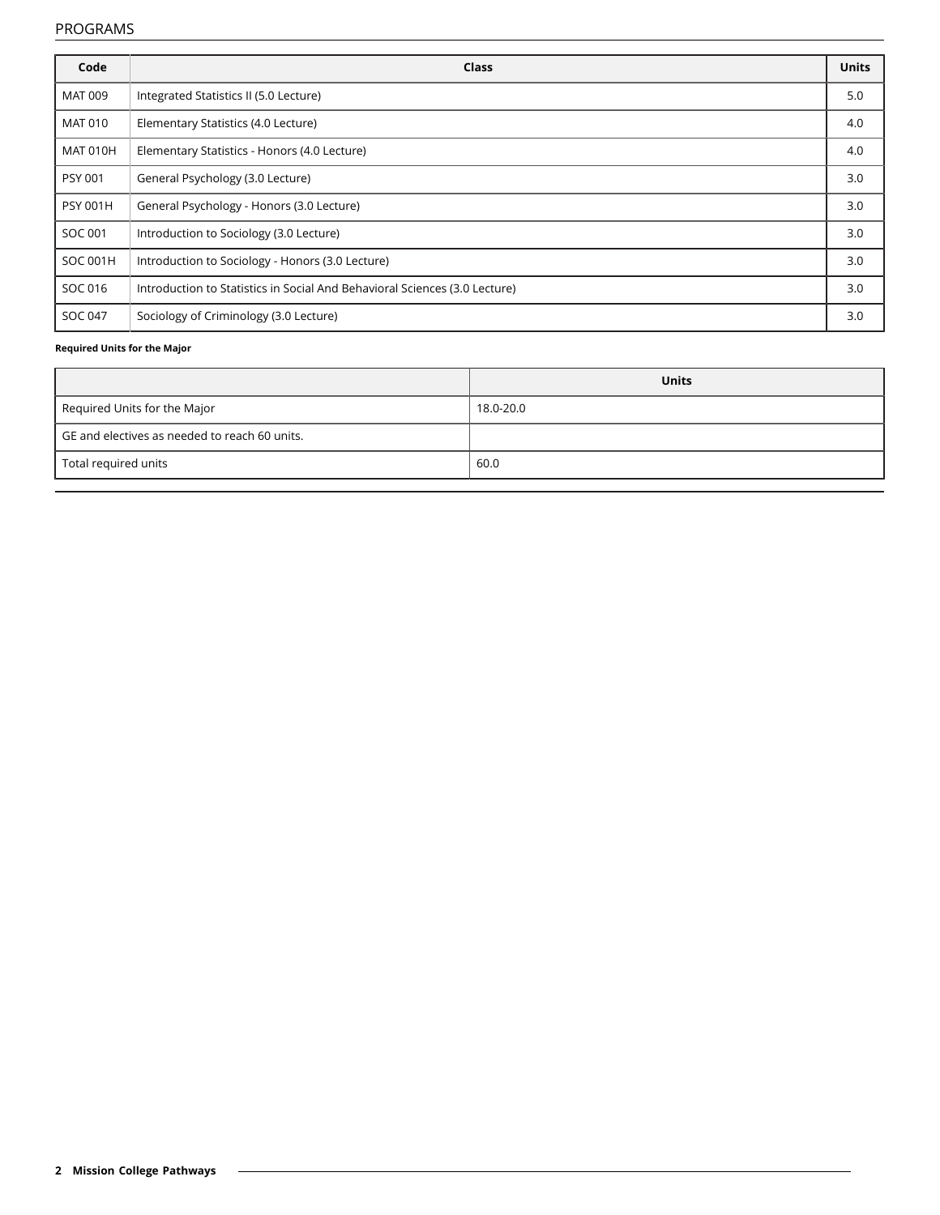| Code | Class | Units |
| --- | --- | --- |
| MAT 009 | Integrated Statistics II (5.0 Lecture) | 5.0 |
| MAT 010 | Elementary Statistics (4.0 Lecture) | 4.0 |
| MAT 010H | Elementary Statistics - Honors (4.0 Lecture) | 4.0 |
| PSY 001 | General Psychology (3.0 Lecture) | 3.0 |
| PSY 001H | General Psychology - Honors (3.0 Lecture) | 3.0 |
| SOC 001 | Introduction to Sociology (3.0 Lecture) | 3.0 |
| SOC 001H | Introduction to Sociology - Honors (3.0 Lecture) | 3.0 |
| SOC 016 | Introduction to Statistics in Social And Behavioral Sciences (3.0 Lecture) | 3.0 |
| SOC 047 | Sociology of Criminology (3.0 Lecture) | 3.0 |

**Required Units for the Major**

| | Units |
| --- | --- |
| Required Units for the Major | 18.0-20.0 |
| GE and electives as needed to reach 60 units. | |
| Total required units | 60.0 |